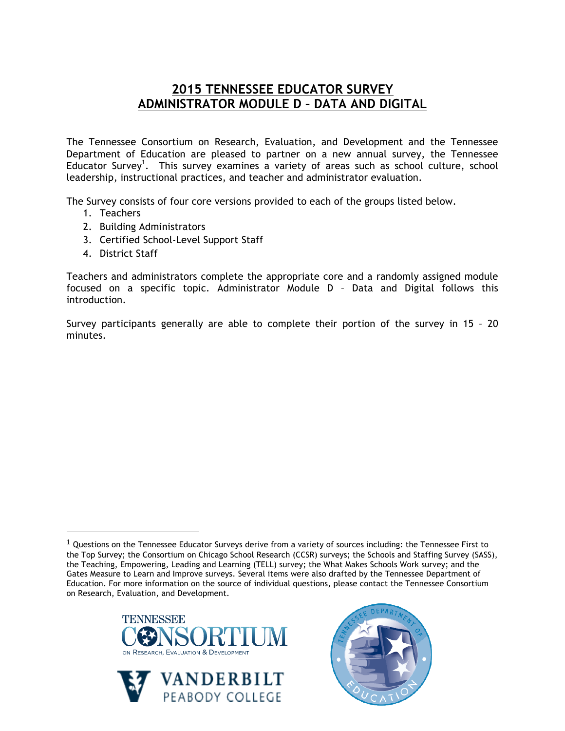# 2015 TENNESSEE EDUCATOR SURVEY
# ADMINISTRATOR MODULE D – DATA AND DIGITAL

The Tennessee Consortium on Research, Evaluation, and Development and the Tennessee Department of Education are pleased to partner on a new annual survey, the Tennessee Educator Survey[1]. This survey examines a variety of areas such as school culture, school leadership, instructional practices, and teacher and administrator evaluation.

The Survey consists of four core versions provided to each of the groups listed below.

1. Teachers
2. Building Administrators
3. Certified School-Level Support Staff
4. District Staff

Teachers and administrators complete the appropriate core and a randomly assigned module focused on a specific topic. Administrator Module D – Data and Digital follows this introduction.

Survey participants generally are able to complete their portion of the survey in 15 – 20 minutes.

[1] Questions on the Tennessee Educator Surveys derive from a variety of sources including: the Tennessee First to the Top Survey; the Consortium on Chicago School Research (CCSR) surveys; the Schools and Staffing Survey (SASS), the Teaching, Empowering, Leading and Learning (TELL) survey; the What Makes Schools Work survey; and the Gates Measure to Learn and Improve surveys. Several items were also drafted by the Tennessee Department of Education. For more information on the source of individual questions, please contact the Tennessee Consortium on Research, Evaluation, and Development.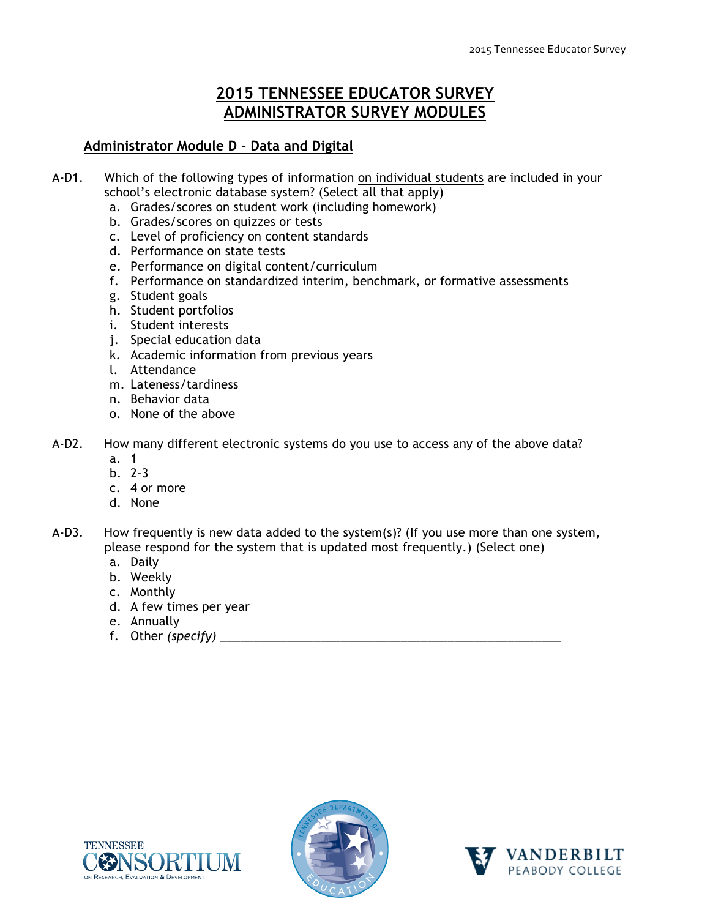# 2015 TENNESSEE EDUCATOR SURVEY
# ADMINISTRATOR SURVEY MODULES

## Administrator Module D - Data and Digital

A-D1. Which of the following types of information <u>on individual students</u> are included in your school's electronic database system? (Select all that apply)

a. Grades/scores on student work (including homework)
b. Grades/scores on quizzes or tests
c. Level of proficiency on content standards
d. Performance on state tests
e. Performance on digital content/curriculum
f. Performance on standardized interim, benchmark, or formative assessments
g. Student goals
h. Student portfolios
i. Student interests
j. Special education data
k. Academic information from previous years
l. Attendance
m. Lateness/tardiness
n. Behavior data
o. None of the above

A-D2. How many different electronic systems do you use to access any of the above data?

a. 1
b. 2-3
c. 4 or more
d. None

A-D3. How frequently is new data added to the system(s)? (If you use more than one system, please respond for the system that is updated most frequently.) (Select one)

a. Daily
b. Weekly
c. Monthly
d. A few times per year
e. Annually
f. Other *(specify)* ______________________________________________________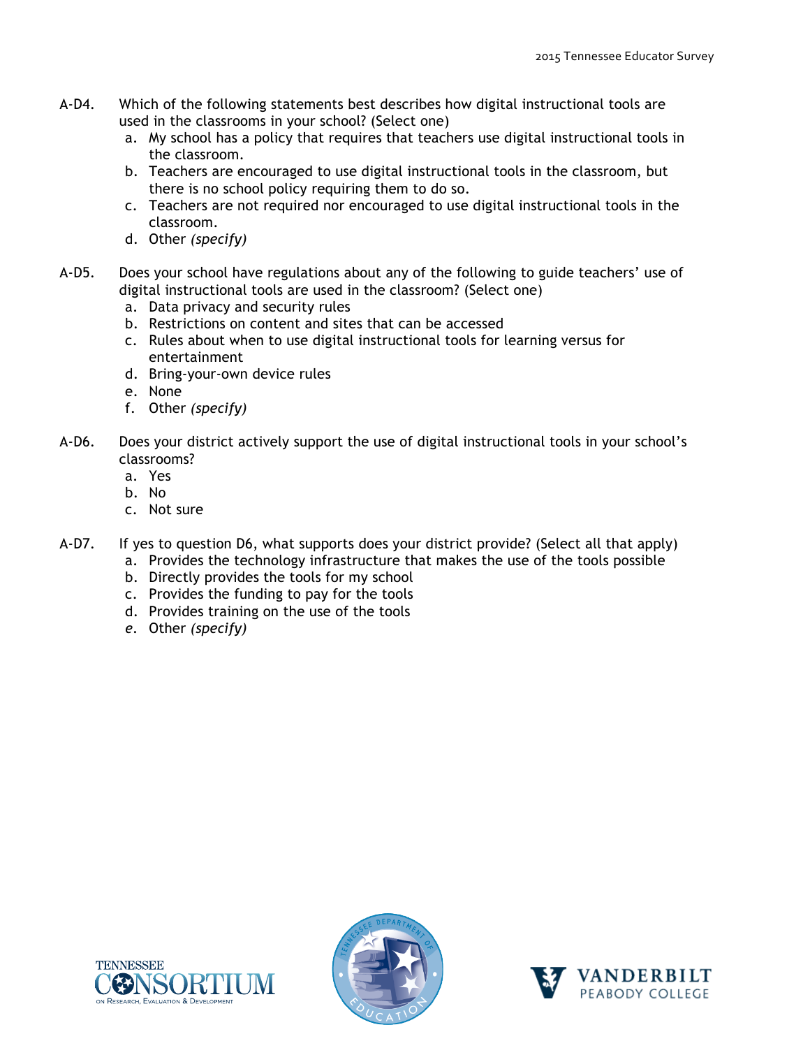A-D4. Which of the following statements best describes how digital instructional tools are used in the classrooms in your school? (Select one)

a. My school has a policy that requires that teachers use digital instructional tools in the classroom.
b. Teachers are encouraged to use digital instructional tools in the classroom, but there is no school policy requiring them to do so.
c. Teachers are not required nor encouraged to use digital instructional tools in the classroom.
d. Other *(specify)*

A-D5. Does your school have regulations about any of the following to guide teachers' use of digital instructional tools are used in the classroom? (Select one)

a. Data privacy and security rules
b. Restrictions on content and sites that can be accessed
c. Rules about when to use digital instructional tools for learning versus for entertainment
d. Bring-your-own device rules
e. None
f. Other *(specify)*

A-D6. Does your district actively support the use of digital instructional tools in your school's classrooms?

a. Yes
b. No
c. Not sure

A-D7. If yes to question D6, what supports does your district provide? (Select all that apply)

a. Provides the technology infrastructure that makes the use of the tools possible
b. Directly provides the tools for my school
c. Provides the funding to pay for the tools
d. Provides training on the use of the tools
e. Other *(specify)*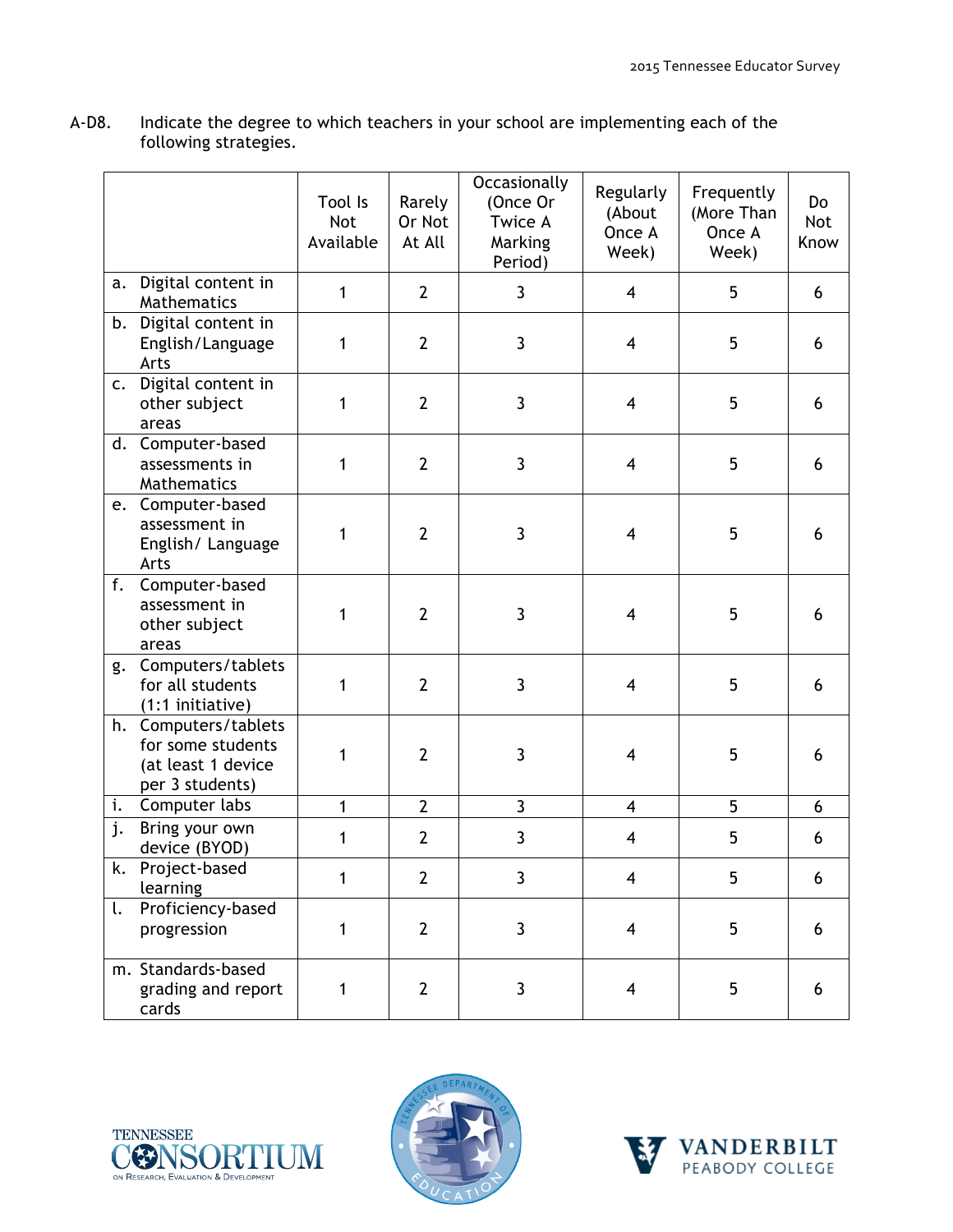A-D8. Indicate the degree to which teachers in your school are implementing each of the following strategies.

| | Tool Is Not Available | Rarely Or Not At All | Occasionally (Once Or Twice A Marking Period) | Regularly (About Once A Week) | Frequently (More Than Once A Week) | Do Not Know |
|---|---|---|---|---|---|---|
| a. Digital content in Mathematics | 1 | 2 | 3 | 4 | 5 | 6 |
| b. Digital content in English/Language Arts | 1 | 2 | 3 | 4 | 5 | 6 |
| c. Digital content in other subject areas | 1 | 2 | 3 | 4 | 5 | 6 |
| d. Computer-based assessments in Mathematics | 1 | 2 | 3 | 4 | 5 | 6 |
| e. Computer-based assessment in English/ Language Arts | 1 | 2 | 3 | 4 | 5 | 6 |
| f. Computer-based assessment in other subject areas | 1 | 2 | 3 | 4 | 5 | 6 |
| g. Computers/tablets for all students (1:1 initiative) | 1 | 2 | 3 | 4 | 5 | 6 |
| h. Computers/tablets for some students (at least 1 device per 3 students) | 1 | 2 | 3 | 4 | 5 | 6 |
| i. Computer labs | 1 | 2 | 3 | 4 | 5 | 6 |
| j. Bring your own device (BYOD) | 1 | 2 | 3 | 4 | 5 | 6 |
| k. Project-based learning | 1 | 2 | 3 | 4 | 5 | 6 |
| l. Proficiency-based progression | 1 | 2 | 3 | 4 | 5 | 6 |
| m. Standards-based grading and report cards | 1 | 2 | 3 | 4 | 5 | 6 |